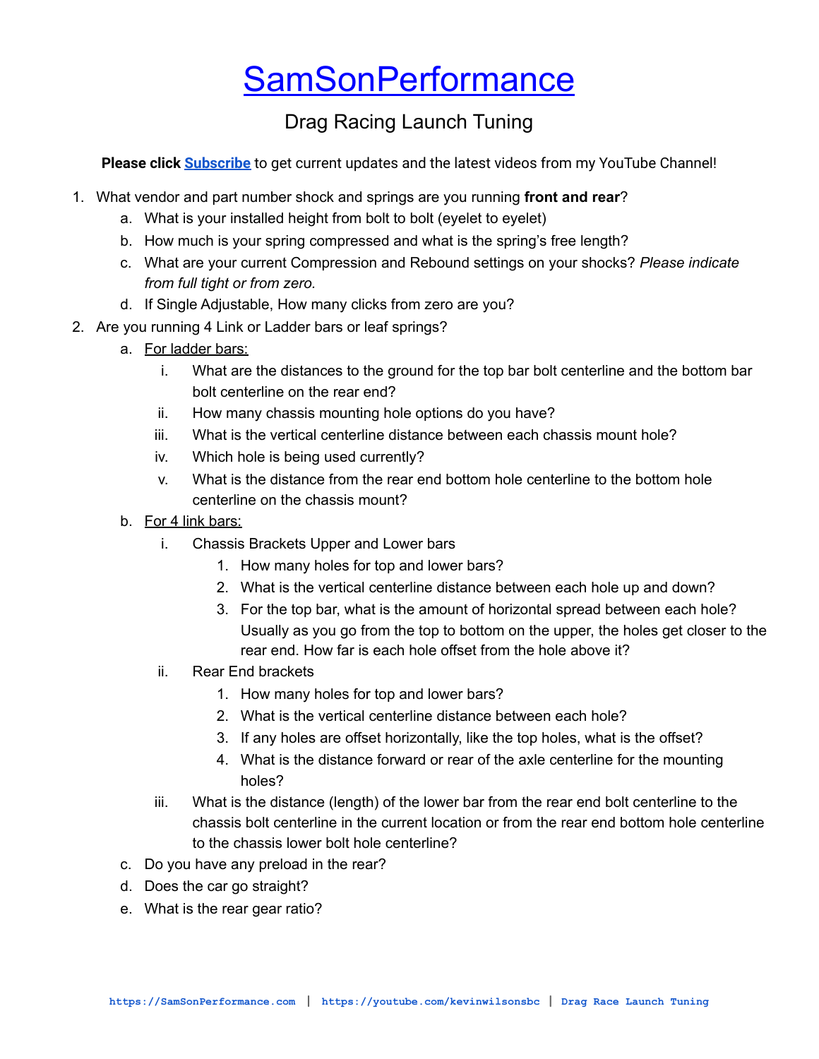# SamSonPerformance

## Drag Racing Launch Tuning

**Please click Subscribe** to get current updates and the latest videos from my YouTube Channel!

1. What vendor and part number shock and springs are you running **front and rear**?
    a. What is your installed height from bolt to bolt (eyelet to eyelet)
    b. How much is your spring compressed and what is the spring's free length?
    c. What are your current Compression and Rebound settings on your shocks? *Please indicate from full tight or from zero.*
    d. If Single Adjustable, How many clicks from zero are you?
2. Are you running 4 Link or Ladder bars or leaf springs?
    a. For ladder bars:
        i. What are the distances to the ground for the top bar bolt centerline and the bottom bar bolt centerline on the rear end?
        ii. How many chassis mounting hole options do you have?
        iii. What is the vertical centerline distance between each chassis mount hole?
        iv. Which hole is being used currently?
        v. What is the distance from the rear end bottom hole centerline to the bottom hole centerline on the chassis mount?
    b. For 4 link bars:
        i. Chassis Brackets Upper and Lower bars
            1. How many holes for top and lower bars?
            2. What is the vertical centerline distance between each hole up and down?
            3. For the top bar, what is the amount of horizontal spread between each hole? Usually as you go from the top to bottom on the upper, the holes get closer to the rear end. How far is each hole offset from the hole above it?
        ii. Rear End brackets
            1. How many holes for top and lower bars?
            2. What is the vertical centerline distance between each hole?
            3. If any holes are offset horizontally, like the top holes, what is the offset?
            4. What is the distance forward or rear of the axle centerline for the mounting holes?
        iii. What is the distance (length) of the lower bar from the rear end bolt centerline to the chassis bolt centerline in the current location or from the rear end bottom hole centerline to the chassis lower bolt hole centerline?
    c. Do you have any preload in the rear?
    d. Does the car go straight?
    e. What is the rear gear ratio?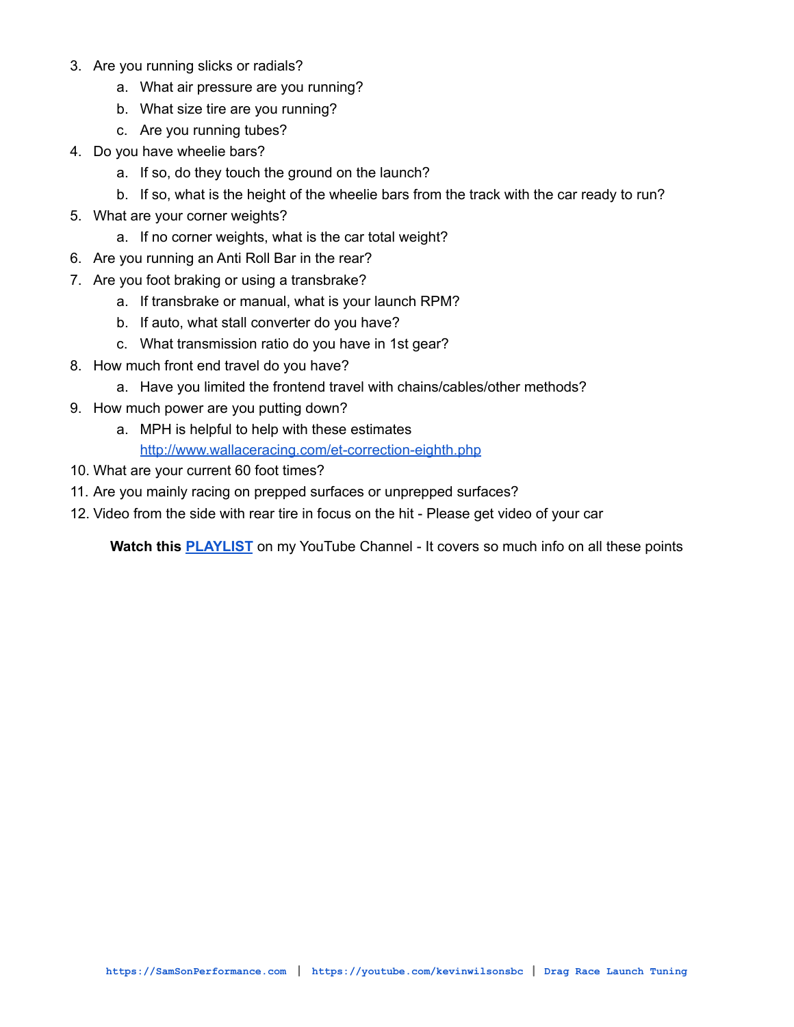3. Are you running slicks or radials?
    a. What air pressure are you running?
    b. What size tire are you running?
    c. Are you running tubes?
4. Do you have wheelie bars?
    a. If so, do they touch the ground on the launch?
    b. If so, what is the height of the wheelie bars from the track with the car ready to run?
5. What are your corner weights?
    a. If no corner weights, what is the car total weight?
6. Are you running an Anti Roll Bar in the rear?
7. Are you foot braking or using a transbrake?
    a. If transbrake or manual, what is your launch RPM?
    b. If auto, what stall converter do you have?
    c. What transmission ratio do you have in 1st gear?
8. How much front end travel do you have?
    a. Have you limited the frontend travel with chains/cables/other methods?
9. How much power are you putting down?
    a. MPH is helpful to help with these estimates
       [http://www.wallaceracing.com/et-correction-eighth.php](http://www.wallaceracing.com/et-correction-eighth.php)
10. What are your current 60 foot times?
11. Are you mainly racing on prepped surfaces or unprepped surfaces?
12. Video from the side with rear tire in focus on the hit - Please get video of your car

**Watch this PLAYLIST** on my YouTube Channel - It covers so much info on all these points